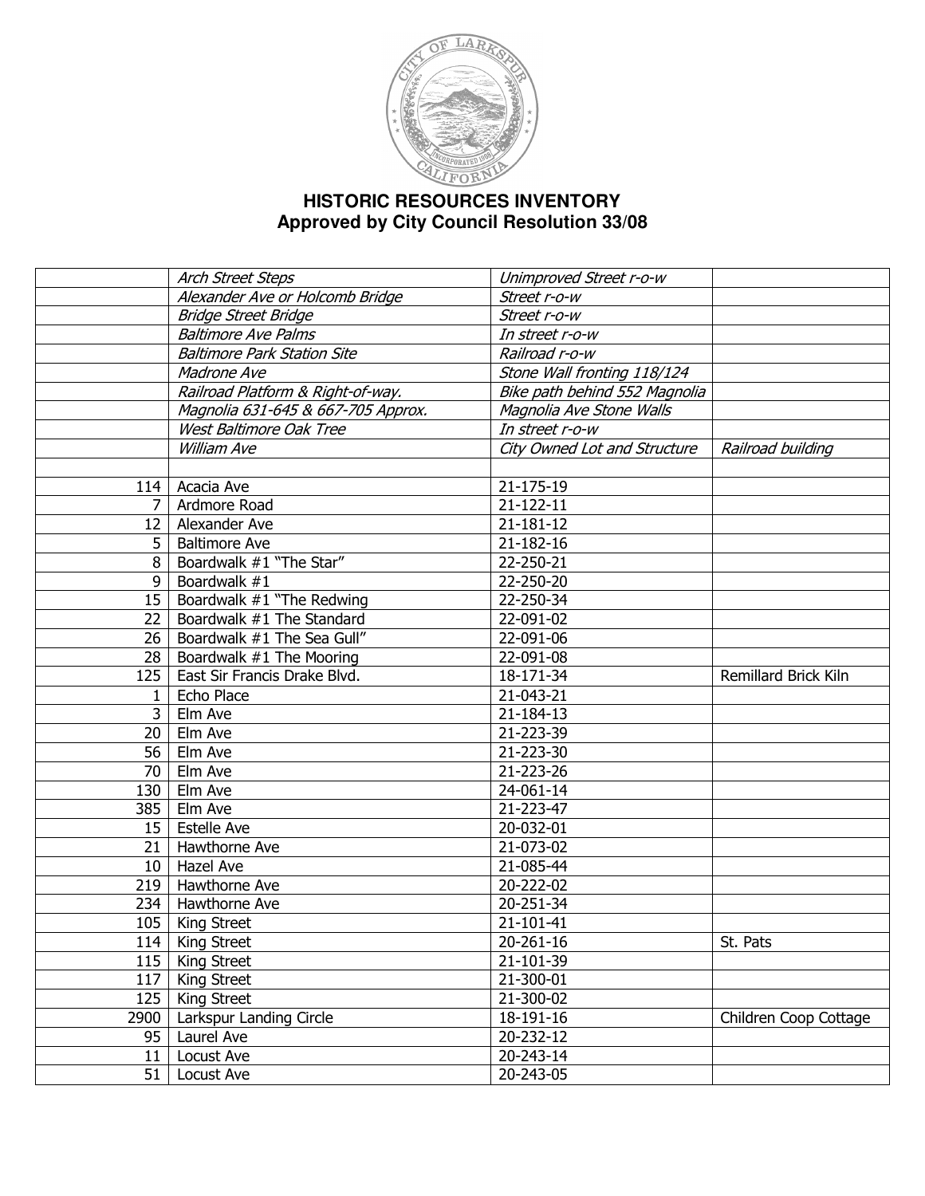# HISTORIC RESOURCES INVENTORY
## Approved by City Council Resolution 33/08

| | | | |
|---|---|---|---|
| | *Arch Street Steps* | *Unimproved Street r-o-w* | |
| | *Alexander Ave or Holcomb Bridge* | *Street r-o-w* | |
| | *Bridge Street Bridge* | *Street r-o-w* | |
| | *Baltimore Ave Palms* | *In street r-o-w* | |
| | *Baltimore Park Station Site* | *Railroad r-o-w* | |
| | *Madrone Ave* | *Stone Wall fronting 118/124* | |
| | *Railroad Platform & Right-of-way.* | *Bike path behind 552 Magnolia* | |
| | *Magnolia 631-645 & 667-705 Approx.* | *Magnolia Ave Stone Walls* | |
| | *West Baltimore Oak Tree* | *In street r-o-w* | |
| | *William Ave* | *City Owned Lot and Structure* | *Railroad building* |
| | | | |
| 114 | Acacia Ave | 21-175-19 | |
| 7 | Ardmore Road | 21-122-11 | |
| 12 | Alexander Ave | 21-181-12 | |
| 5 | Baltimore Ave | 21-182-16 | |
| 8 | Boardwalk #1 "The Star" | 22-250-21 | |
| 9 | Boardwalk #1 | 22-250-20 | |
| 15 | Boardwalk #1 "The Redwing | 22-250-34 | |
| 22 | Boardwalk #1 The Standard | 22-091-02 | |
| 26 | Boardwalk #1 The Sea Gull" | 22-091-06 | |
| 28 | Boardwalk #1 The Mooring | 22-091-08 | |
| 125 | East Sir Francis Drake Blvd. | 18-171-34 | Remillard Brick Kiln |
| 1 | Echo Place | 21-043-21 | |
| 3 | Elm Ave | 21-184-13 | |
| 20 | Elm Ave | 21-223-39 | |
| 56 | Elm Ave | 21-223-30 | |
| 70 | Elm Ave | 21-223-26 | |
| 130 | Elm Ave | 24-061-14 | |
| 385 | Elm Ave | 21-223-47 | |
| 15 | Estelle Ave | 20-032-01 | |
| 21 | Hawthorne Ave | 21-073-02 | |
| 10 | Hazel Ave | 21-085-44 | |
| 219 | Hawthorne Ave | 20-222-02 | |
| 234 | Hawthorne Ave | 20-251-34 | |
| 105 | King Street | 21-101-41 | |
| 114 | King Street | 20-261-16 | St. Pats |
| 115 | King Street | 21-101-39 | |
| 117 | King Street | 21-300-01 | |
| 125 | King Street | 21-300-02 | |
| 2900 | Larkspur Landing Circle | 18-191-16 | Children Coop Cottage |
| 95 | Laurel Ave | 20-232-12 | |
| 11 | Locust Ave | 20-243-14 | |
| 51 | Locust Ave | 20-243-05 | |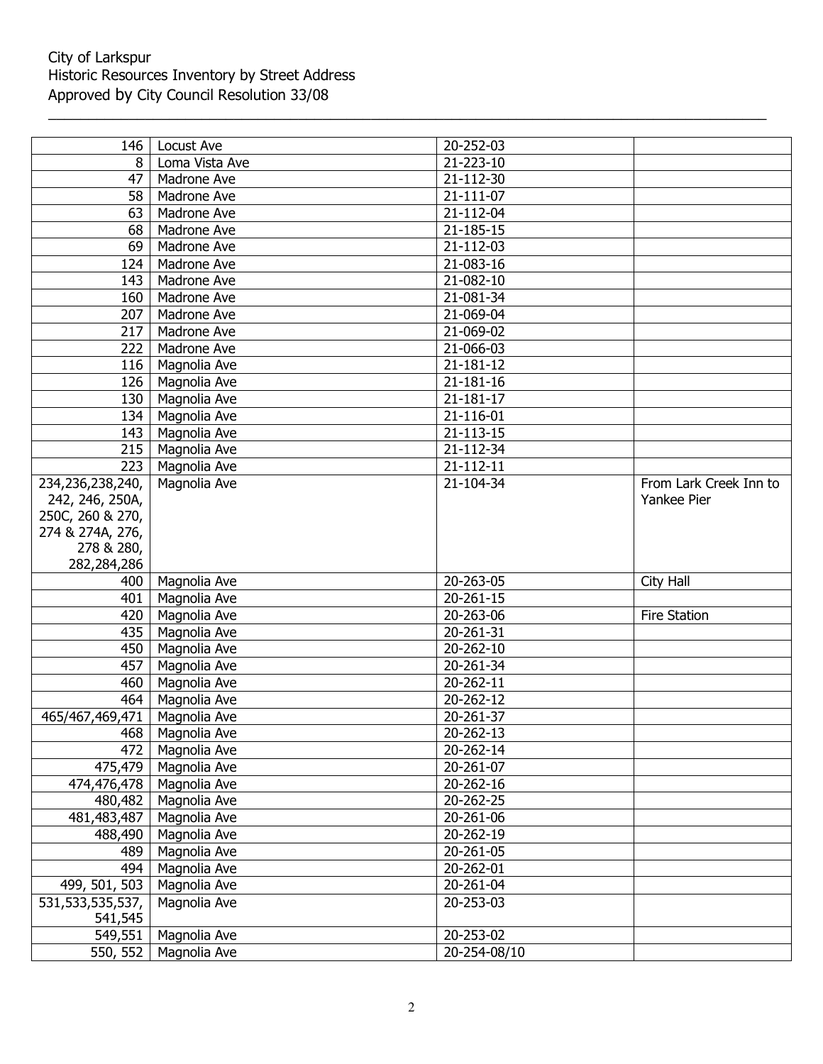| | | | |
|---|---|---|---|
| 146 | Locust Ave | 20-252-03 | |
| 8 | Loma Vista Ave | 21-223-10 | |
| 47 | Madrone Ave | 21-112-30 | |
| 58 | Madrone Ave | 21-111-07 | |
| 63 | Madrone Ave | 21-112-04 | |
| 68 | Madrone Ave | 21-185-15 | |
| 69 | Madrone Ave | 21-112-03 | |
| 124 | Madrone Ave | 21-083-16 | |
| 143 | Madrone Ave | 21-082-10 | |
| 160 | Madrone Ave | 21-081-34 | |
| 207 | Madrone Ave | 21-069-04 | |
| 217 | Madrone Ave | 21-069-02 | |
| 222 | Madrone Ave | 21-066-03 | |
| 116 | Magnolia Ave | 21-181-12 | |
| 126 | Magnolia Ave | 21-181-16 | |
| 130 | Magnolia Ave | 21-181-17 | |
| 134 | Magnolia Ave | 21-116-01 | |
| 143 | Magnolia Ave | 21-113-15 | |
| 215 | Magnolia Ave | 21-112-34 | |
| 223 | Magnolia Ave | 21-112-11 | |
| 234,236,238,240, 242, 246, 250A, 250C, 260 & 270, 274 & 274A, 276, 278 & 280, 282,284,286 | Magnolia Ave | 21-104-34 | From Lark Creek Inn to Yankee Pier |
| 400 | Magnolia Ave | 20-263-05 | City Hall |
| 401 | Magnolia Ave | 20-261-15 | |
| 420 | Magnolia Ave | 20-263-06 | Fire Station |
| 435 | Magnolia Ave | 20-261-31 | |
| 450 | Magnolia Ave | 20-262-10 | |
| 457 | Magnolia Ave | 20-261-34 | |
| 460 | Magnolia Ave | 20-262-11 | |
| 464 | Magnolia Ave | 20-262-12 | |
| 465/467,469,471 | Magnolia Ave | 20-261-37 | |
| 468 | Magnolia Ave | 20-262-13 | |
| 472 | Magnolia Ave | 20-262-14 | |
| 475,479 | Magnolia Ave | 20-261-07 | |
| 474,476,478 | Magnolia Ave | 20-262-16 | |
| 480,482 | Magnolia Ave | 20-262-25 | |
| 481,483,487 | Magnolia Ave | 20-261-06 | |
| 488,490 | Magnolia Ave | 20-262-19 | |
| 489 | Magnolia Ave | 20-261-05 | |
| 494 | Magnolia Ave | 20-262-01 | |
| 499, 501, 503 | Magnolia Ave | 20-261-04 | |
| 531,533,535,537, 541,545 | Magnolia Ave | 20-253-03 | |
| 549,551 | Magnolia Ave | 20-253-02 | |
| 550, 552 | Magnolia Ave | 20-254-08/10 | |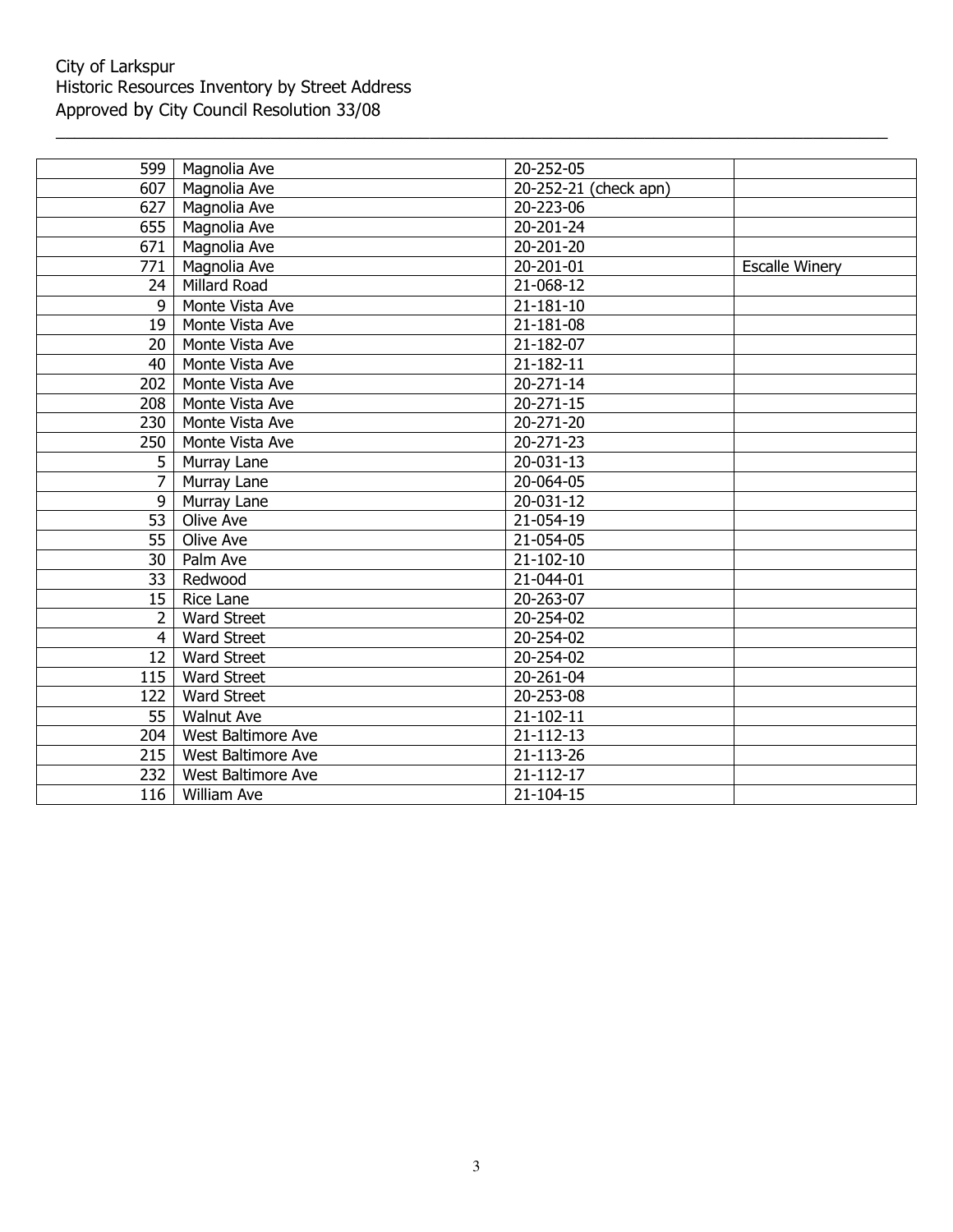City of Larkspur
Historic Resources Inventory by Street Address
Approved by City Council Resolution 33/08

| | | | |
|---|---|---|---|
| 599 | Magnolia Ave | 20-252-05 | |
| 607 | Magnolia Ave | 20-252-21 (check apn) | |
| 627 | Magnolia Ave | 20-223-06 | |
| 655 | Magnolia Ave | 20-201-24 | |
| 671 | Magnolia Ave | 20-201-20 | |
| 771 | Magnolia Ave | 20-201-01 | Escalle Winery |
| 24 | Millard Road | 21-068-12 | |
| 9 | Monte Vista Ave | 21-181-10 | |
| 19 | Monte Vista Ave | 21-181-08 | |
| 20 | Monte Vista Ave | 21-182-07 | |
| 40 | Monte Vista Ave | 21-182-11 | |
| 202 | Monte Vista Ave | 20-271-14 | |
| 208 | Monte Vista Ave | 20-271-15 | |
| 230 | Monte Vista Ave | 20-271-20 | |
| 250 | Monte Vista Ave | 20-271-23 | |
| 5 | Murray Lane | 20-031-13 | |
| 7 | Murray Lane | 20-064-05 | |
| 9 | Murray Lane | 20-031-12 | |
| 53 | Olive Ave | 21-054-19 | |
| 55 | Olive Ave | 21-054-05 | |
| 30 | Palm Ave | 21-102-10 | |
| 33 | Redwood | 21-044-01 | |
| 15 | Rice Lane | 20-263-07 | |
| 2 | Ward Street | 20-254-02 | |
| 4 | Ward Street | 20-254-02 | |
| 12 | Ward Street | 20-254-02 | |
| 115 | Ward Street | 20-261-04 | |
| 122 | Ward Street | 20-253-08 | |
| 55 | Walnut Ave | 21-102-11 | |
| 204 | West Baltimore Ave | 21-112-13 | |
| 215 | West Baltimore Ave | 21-113-26 | |
| 232 | West Baltimore Ave | 21-112-17 | |
| 116 | William Ave | 21-104-15 | |